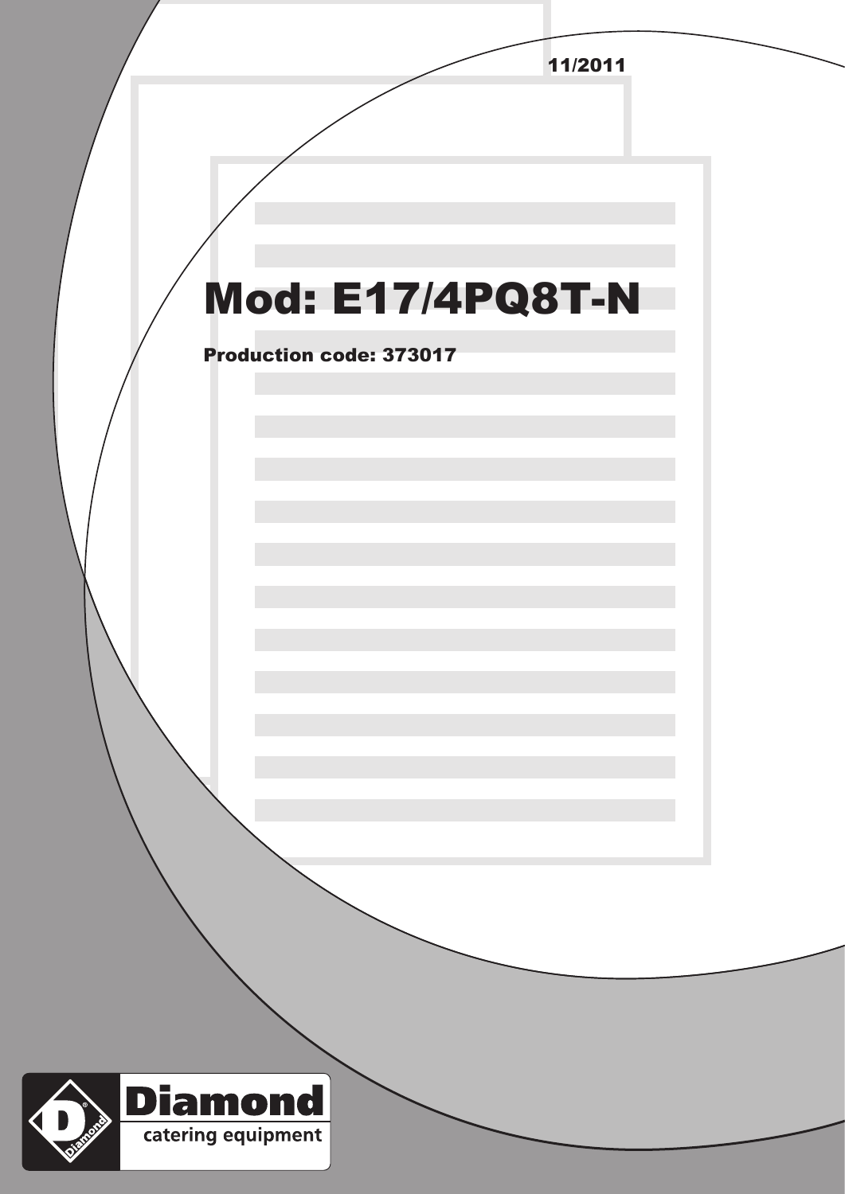11/2011

# Mod: E17/4PQ8T-N

**Production code: 373017**

Diamond

catering equipment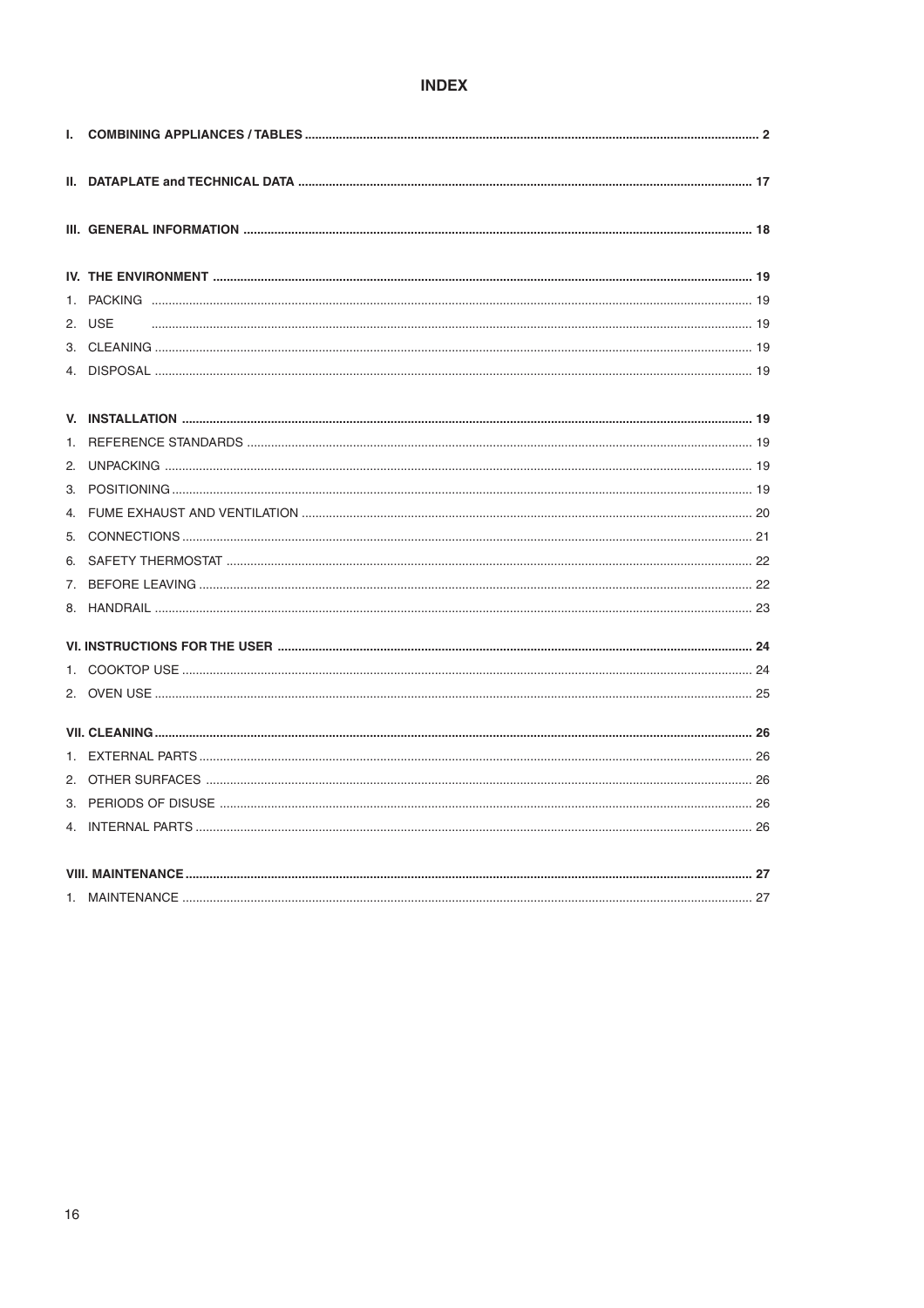# INDEX

**I. COMBINING APPLIANCES / TABLES** .................................................. **2**

**II. DATAPLATE and TECHNICAL DATA** .................................................. **17**

**III. GENERAL INFORMATION** .................................................. **18**

**IV. THE ENVIRONMENT** .................................................. **19**

1. PACKING .................................................. 19
2. USE .................................................. 19
3. CLEANING .................................................. 19
4. DISPOSAL .................................................. 19

**V. INSTALLATION** .................................................. **19**

1. REFERENCE STANDARDS .................................................. 19
2. UNPACKING .................................................. 19
3. POSITIONING .................................................. 19
4. FUME EXHAUST AND VENTILATION .................................................. 20
5. CONNECTIONS .................................................. 21
6. SAFETY THERMOSTAT .................................................. 22
7. BEFORE LEAVING .................................................. 22
8. HANDRAIL .................................................. 23

**VI. INSTRUCTIONS FOR THE USER** .................................................. **24**

1. COOKTOP USE .................................................. 24
2. OVEN USE .................................................. 25

**VII. CLEANING** .................................................. **26**

1. EXTERNAL PARTS .................................................. 26
2. OTHER SURFACES .................................................. 26
3. PERIODS OF DISUSE .................................................. 26
4. INTERNAL PARTS .................................................. 26

**VIII. MAINTENANCE** .................................................. **27**

1. MAINTENANCE .................................................. 27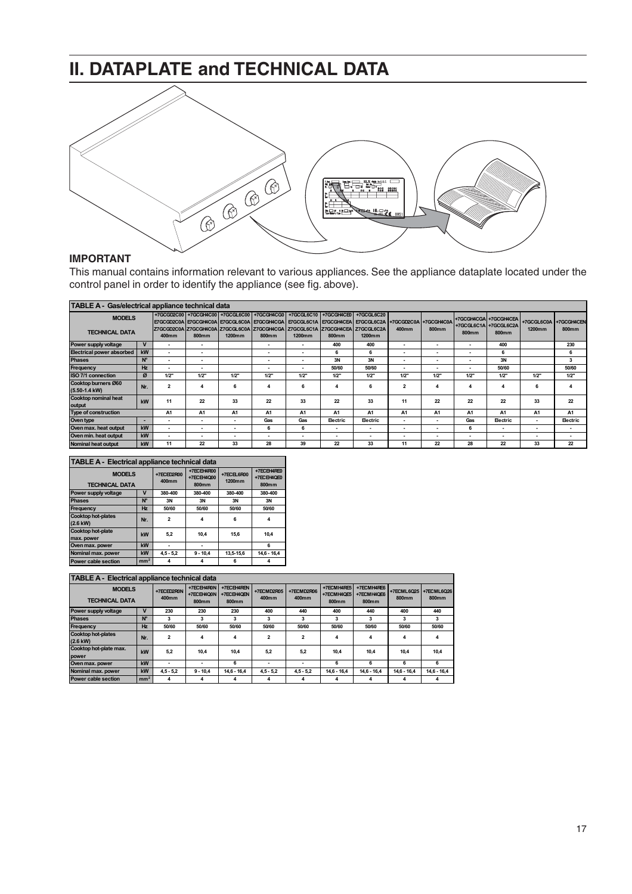# II. DATAPLATE and TECHNICAL DATA

**IMPORTANT**

This manual contains information relevant to various appliances. See the appliance dataplate located under the control panel in order to identify the appliance (see fig. above).

**TABLE A - Gas/electrical appliance technical data**

| MODELS<br><br>TECHNICAL DATA | | +7GCGD2C00<br>E7GCGD2C0A<br>Z7GCGD2C0A<br>400mm | +7GCGH4C00<br>E7GCGH4C0A<br>Z7GCGH4C0A<br>800mm | +7GCGL6C00<br>E7GCGL6C0A<br>Z7GCGL6C0A<br>1200mm | +7GCGH4CG0<br>E7GCGH4CGA<br>Z7GCGH4CGA<br>800mm | +7GCGL6C10<br>E7GCGL6C1A<br>Z7GCGL6C1A<br>1200mm | +7GCGH4CE0<br>E7GCGH4CEA<br>Z7GCGH4CEA<br>800mm | +7GCGL6C20<br>E7GCGL6C2A<br>Z7GCGL6C2A<br>1200mm | +7GCGD2C0A<br>400mm | +7GCGH4C0A<br>800mm | +7GCGH4CGA<br>+7GCGL6C1A<br>800mm | +7GCGH4CEA<br>+7GCGL6C2A<br>800mm | +7GCGL6C0A<br>1200mm | +7GCGH4CEN<br>800mm |
|---|---|---|---|---|---|---|---|---|---|---|---|---|---|---|
| Power supply voltage | V | - | - | | - | - | 400 | 400 | - | - | - | 400 | | 230 |
| Electrical power absorbed | kW | - | - | | - | - | 6 | 6 | - | - | - | 6 | | 6 |
| Phases | N° | - | - | | - | - | 3N | 3N | - | - | - | 3N | | 3 |
| Frequency | Hz | - | - | | - | - | 50/60 | 50/60 | - | - | - | 50/60 | | 50/60 |
| ISO 7/1 connection | Ø | 1/2" | 1/2" | 1/2" | 1/2" | 1/2" | 1/2" | 1/2" | 1/2" | 1/2" | 1/2" | 1/2" | 1/2" | 1/2" |
| Cooktop burners Ø60 (5.50-1.4 kW) | Nr. | 2 | 4 | 6 | 4 | 6 | 4 | 6 | 2 | 4 | 4 | 4 | 6 | 4 |
| Cooktop nominal heat output | kW | 11 | 22 | 33 | 22 | 33 | 22 | 33 | 11 | 22 | 22 | 22 | 33 | 22 |
| Type of construction | | A1 | A1 | A1 | A1 | A1 | A1 | A1 | A1 | A1 | A1 | A1 | A1 | A1 |
| Oven type | - | - | - | - | Gas | Gas | Electric | Electric | - | - | Gas | Electric | - | Electric |
| Oven max. heat output | kW | - | - | - | 6 | 6 | - | - | - | - | 6 | - | - | - |
| Oven min. heat output | kW | - | - | - | - | - | - | - | - | - | - | - | - | - |
| Nominal heat output | kW | 11 | 22 | 33 | 28 | 39 | 22 | 33 | 11 | 22 | 28 | 22 | 33 | 22 |

**TABLE A - Electrical appliance technical data**

| MODELS<br><br>TECHNICAL DATA | | +7ECED2R00<br>400mm | +7ECEH4R00<br>+7ECEH4Q00<br>800mm | +7ECEL6R00<br>1200mm | +7ECEH4RE0<br>+7ECEH4QE0<br>800mm |
|---|---|---|---|---|---|
| Power supply voltage | V | 380-400 | 380-400 | 380-400 | 380-400 |
| Phases | N° | 3N | 3N | 3N | 3N |
| Frequency | Hz | 50/60 | 50/60 | 50/60 | 50/60 |
| Cooktop hot-plates (2.6 kW) | Nr. | 2 | 4 | 6 | 4 |
| Cooktop hot-plate max. power | kW | 5,2 | 10,4 | 15,6 | 10,4 |
| Oven max. power | kW | - | - | | 6 |
| Nominal max. power | kW | 4,5 - 5,2 | 9 - 10,4 | 13,5-15,6 | 14,6 - 16,4 |
| Power cable section | mm² | 4 | 4 | 6 | 4 |

**TABLE A - Electrical appliance technical data**

| MODELS<br><br>TECHNICAL DATA | | +7ECED2R0N<br>400mm | +7ECEH4R0N<br>+7ECEH4Q0N<br>800mm | +7ECEH4REN<br>+7ECEH4QEN<br>800mm | +7ECMD2R05<br>400mm | +7ECMD2R06<br>400mm | +7ECMH4RE5<br>+7ECMH4QE5<br>800mm | +7ECMH4RE6<br>+7ECMH4QE6<br>800mm | +7ECML6Q25<br>800mm | +7ECML6Q26<br>800mm |
|---|---|---|---|---|---|---|---|---|---|---|
| Power supply voltage | V | 230 | 230 | 230 | 400 | 440 | 400 | 440 | 400 | 440 |
| Phases | N° | 3 | 3 | 3 | 3 | 3 | 3 | 3 | 3 | 3 |
| Frequency | Hz | 50/60 | 50/60 | 50/60 | 50/60 | 50/60 | 50/60 | 50/60 | 50/60 | 50/60 |
| Cooktop hot-plates (2.6 kW) | Nr. | 2 | 4 | 4 | 2 | 2 | 4 | 4 | 4 | 4 |
| Cooktop hot-plate max. power | kW | 5,2 | 10,4 | 10,4 | 5,2 | 5,2 | 10,4 | 10,4 | 10,4 | 10,4 |
| Oven max. power | kW | - | - | 6 | - | - | 6 | 6 | 6 | 6 |
| Nominal max. power | kW | 4,5 - 5,2 | 9 - 10,4 | 14,6 - 16,4 | 4,5 - 5,2 | 4,5 - 5,2 | 14,6 - 16,4 | 14,6 - 16,4 | 14,6 - 16,4 | 14,6 - 16,4 |
| Power cable section | mm² | 4 | 4 | 4 | 4 | 4 | 4 | 4 | 4 | 4 |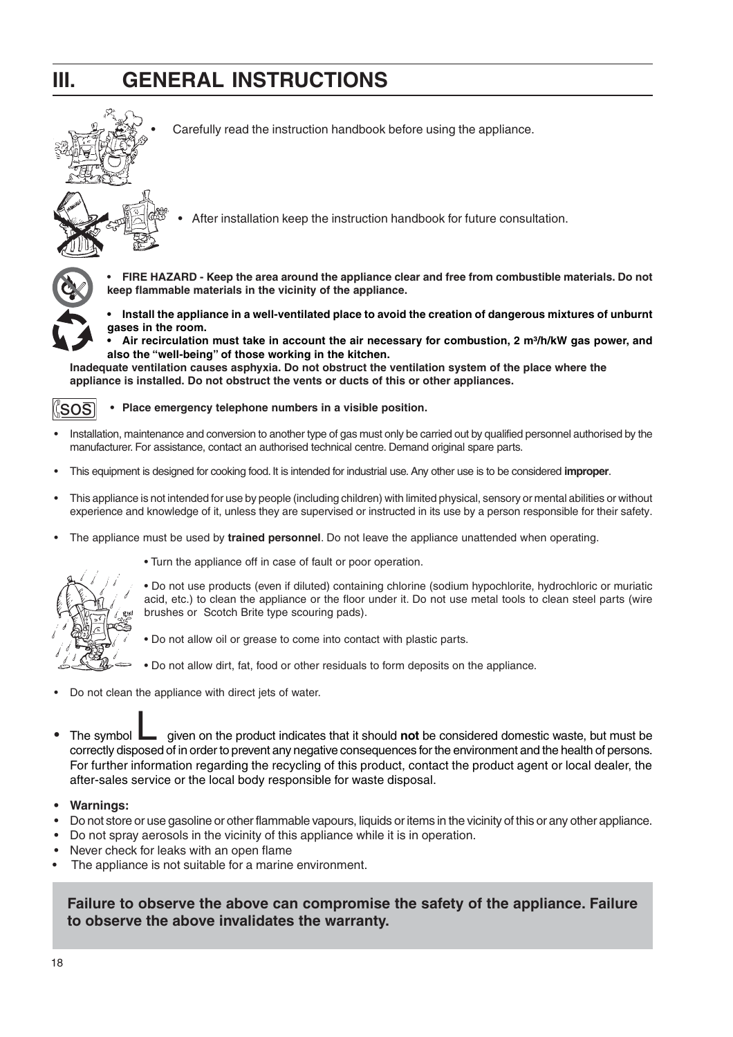# III. GENERAL INSTRUCTIONS

- Carefully read the instruction handbook before using the appliance.

- After installation keep the instruction handbook for future consultation.

- **FIRE HAZARD - Keep the area around the appliance clear and free from combustible materials. Do not keep flammable materials in the vicinity of the appliance.**

- **Install the appliance in a well-ventilated place to avoid the creation of dangerous mixtures of unburnt gases in the room.**
- **Air recirculation must take in account the air necessary for combustion, 2 $m^3/h/kW$ gas power, and also the "well-being" of those working in the kitchen.**

**Inadequate ventilation causes asphyxia. Do not obstruct the ventilation system of the place where the appliance is installed. Do not obstruct the vents or ducts of this or other appliances.**

SOS
- **Place emergency telephone numbers in a visible position.**

- Installation, maintenance and conversion to another type of gas must only be carried out by qualified personnel authorised by the manufacturer. For assistance, contact an authorised technical centre. Demand original spare parts.
- This equipment is designed for cooking food. It is intended for industrial use. Any other use is to be considered **improper**.
- This appliance is not intended for use by people (including children) with limited physical, sensory or mental abilities or without experience and knowledge of it, unless they are supervised or instructed in its use by a person responsible for their safety.
- The appliance must be used by **trained personnel**. Do not leave the appliance unattended when operating.

- Turn the appliance off in case of fault or poor operation.
- Do not use products (even if diluted) containing chlorine (sodium hypochlorite, hydrochloric or muriatic acid, etc.) to clean the appliance or the floor under it. Do not use metal tools to clean steel parts (wire brushes or Scotch Brite type scouring pads).
- Do not allow oil or grease to come into contact with plastic parts.
- Do not allow dirt, fat, food or other residuals to form deposits on the appliance.

- Do not clean the appliance with direct jets of water.
- The symbol given on the product indicates that it should **not** be considered domestic waste, but must be correctly disposed of in order to prevent any negative consequences for the environment and the health of persons. For further information regarding the recycling of this product, contact the product agent or local dealer, the after-sales service or the local body responsible for waste disposal.

- **Warnings:**
- Do not store or use gasoline or other flammable vapours, liquids or items in the vicinity of this or any other appliance.
- Do not spray aerosols in the vicinity of this appliance while it is in operation.
- Never check for leaks with an open flame
- The appliance is not suitable for a marine environment.

**Failure to observe the above can compromise the safety of the appliance. Failure to observe the above invalidates the warranty.**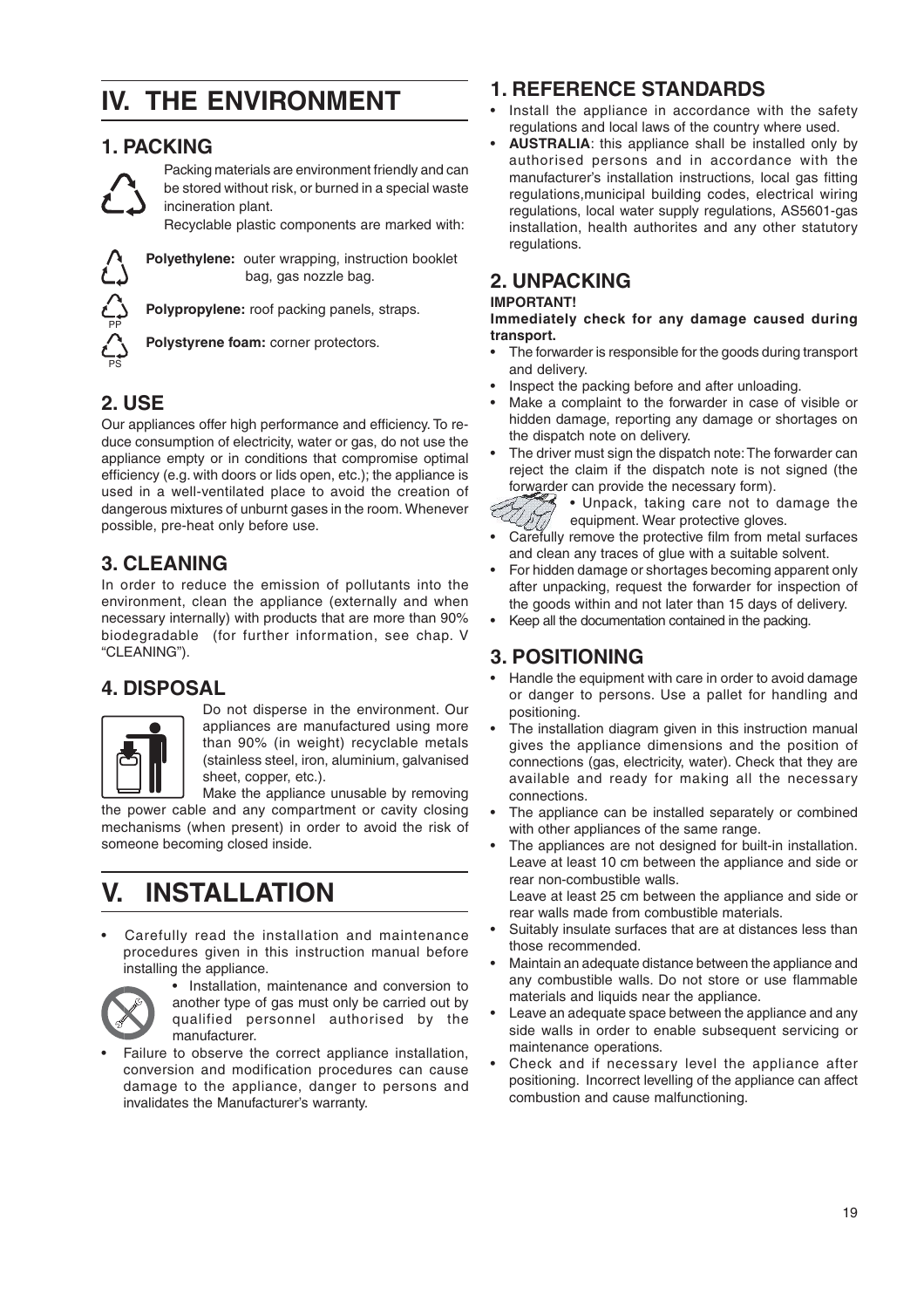# IV. THE ENVIRONMENT

## 1. PACKING

Packing materials are environment friendly and can be stored without risk, or burned in a special waste incineration plant.

Recyclable plastic components are marked with:

**Polyethylene:** outer wrapping, instruction booklet bag, gas nozzle bag.

**Polypropylene:** roof packing panels, straps.

**Polystyrene foam:** corner protectors.

## 2. USE

Our appliances offer high performance and efficiency. To reduce consumption of electricity, water or gas, do not use the appliance empty or in conditions that compromise optimal efficiency (e.g. with doors or lids open, etc.); the appliance is used in a well-ventilated place to avoid the creation of dangerous mixtures of unburnt gases in the room. Whenever possible, pre-heat only before use.

## 3. CLEANING

In order to reduce the emission of pollutants into the environment, clean the appliance (externally and when necessary internally) with products that are more than 90% biodegradable (for further information, see chap. V "CLEANING").

## 4. DISPOSAL

Do not disperse in the environment. Our appliances are manufactured using more than 90% (in weight) recyclable metals (stainless steel, iron, aluminium, galvanised sheet, copper, etc.).

Make the appliance unusable by removing the power cable and any compartment or cavity closing mechanisms (when present) in order to avoid the risk of someone becoming closed inside.

# V. INSTALLATION

- Carefully read the installation and maintenance procedures given in this instruction manual before installing the appliance.
- Installation, maintenance and conversion to another type of gas must only be carried out by qualified personnel authorised by the manufacturer.
- Failure to observe the correct appliance installation, conversion and modification procedures can cause damage to the appliance, danger to persons and invalidates the Manufacturer's warranty.

## 1. REFERENCE STANDARDS

- Install the appliance in accordance with the safety regulations and local laws of the country where used.
- **AUSTRALIA**: this appliance shall be installed only by authorised persons and in accordance with the manufacturer's installation instructions, local gas fitting regulations,municipal building codes, electrical wiring regulations, local water supply regulations, AS5601-gas installation, health authorites and any other statutory regulations.

## 2. UNPACKING

**IMPORTANT!**

**Immediately check for any damage caused during transport.**

- The forwarder is responsible for the goods during transport and delivery.
- Inspect the packing before and after unloading.
- Make a complaint to the forwarder in case of visible or hidden damage, reporting any damage or shortages on the dispatch note on delivery.
- The driver must sign the dispatch note: The forwarder can reject the claim if the dispatch note is not signed (the forwarder can provide the necessary form).
- Unpack, taking care not to damage the equipment. Wear protective gloves.
- Carefully remove the protective film from metal surfaces and clean any traces of glue with a suitable solvent.
- For hidden damage or shortages becoming apparent only after unpacking, request the forwarder for inspection of the goods within and not later than 15 days of delivery.
- Keep all the documentation contained in the packing.

## 3. POSITIONING

- Handle the equipment with care in order to avoid damage or danger to persons. Use a pallet for handling and positioning.
- The installation diagram given in this instruction manual gives the appliance dimensions and the position of connections (gas, electricity, water). Check that they are available and ready for making all the necessary connections.
- The appliance can be installed separately or combined with other appliances of the same range.
- The appliances are not designed for built-in installation. Leave at least 10 cm between the appliance and side or rear non-combustible walls.
  Leave at least 25 cm between the appliance and side or rear walls made from combustible materials.
- Suitably insulate surfaces that are at distances less than those recommended.
- Maintain an adequate distance between the appliance and any combustible walls. Do not store or use flammable materials and liquids near the appliance.
- Leave an adequate space between the appliance and any side walls in order to enable subsequent servicing or maintenance operations.
- Check and if necessary level the appliance after positioning. Incorrect levelling of the appliance can affect combustion and cause malfunctioning.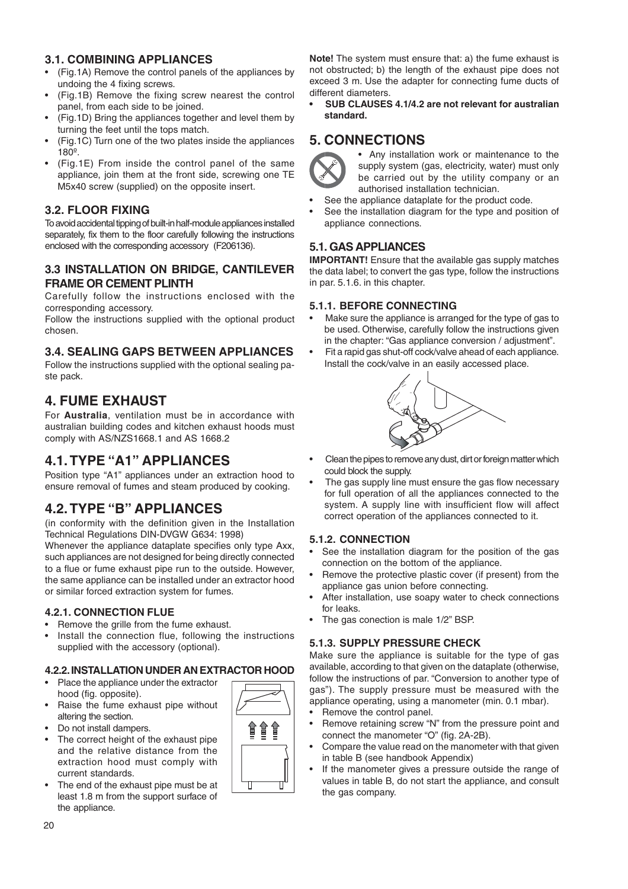### 3.1. COMBINING APPLIANCES

- (Fig.1A) Remove the control panels of the appliances by undoing the 4 fixing screws.
- (Fig.1B) Remove the fixing screw nearest the control panel, from each side to be joined.
- (Fig.1D) Bring the appliances together and level them by turning the feet until the tops match.
- (Fig.1C) Turn one of the two plates inside the appliances 180º.
- (Fig.1E) From inside the control panel of the same appliance, join them at the front side, screwing one TE M5x40 screw (supplied) on the opposite insert.

### 3.2. FLOOR FIXING

To avoid accidental tipping of built-in half-module appliances installed separately, fix them to the floor carefully following the instructions enclosed with the corresponding accessory (F206136).

### 3.3 INSTALLATION ON BRIDGE, CANTILEVER FRAME OR CEMENT PLINTH

Carefully follow the instructions enclosed with the corresponding accessory.

Follow the instructions supplied with the optional product chosen.

### 3.4. SEALING GAPS BETWEEN APPLIANCES

Follow the instructions supplied with the optional sealing paste pack.

## 4. FUME EXHAUST

For **Australia**, ventilation must be in accordance with australian building codes and kitchen exhaust hoods must comply with AS/NZS1668.1 and AS 1668.2

## 4.1. TYPE "A1" APPLIANCES

Position type "A1" appliances under an extraction hood to ensure removal of fumes and steam produced by cooking.

## 4.2. TYPE "B" APPLIANCES

(in conformity with the definition given in the Installation Technical Regulations DIN-DVGW G634: 1998)

Whenever the appliance dataplate specifies only type Axx, such appliances are not designed for being directly connected to a flue or fume exhaust pipe run to the outside. However, the same appliance can be installed under an extractor hood or similar forced extraction system for fumes.

#### 4.2.1. CONNECTION FLUE

- Remove the grille from the fume exhaust.
- Install the connection flue, following the instructions supplied with the accessory (optional).

#### 4.2.2. INSTALLATION UNDER AN EXTRACTOR HOOD

- Place the appliance under the extractor hood (fig. opposite).
- Raise the fume exhaust pipe without altering the section.
- Do not install dampers.
- The correct height of the exhaust pipe and the relative distance from the extraction hood must comply with current standards.
- The end of the exhaust pipe must be at least 1.8 m from the support surface of the appliance.

**Note!** The system must ensure that: a) the fume exhaust is not obstructed; b) the length of the exhaust pipe does not exceed 3 m. Use the adapter for connecting fume ducts of different diameters.

- **SUB CLAUSES 4.1/4.2 are not relevant for australian standard.**

## 5. CONNECTIONS

- Any installation work or maintenance to the supply system (gas, electricity, water) must only be carried out by the utility company or an authorised installation technician.
- See the appliance dataplate for the product code.
- See the installation diagram for the type and position of appliance connections.

### 5.1. GAS APPLIANCES

**IMPORTANT!** Ensure that the available gas supply matches the data label; to convert the gas type, follow the instructions in par. 5.1.6. in this chapter.

#### 5.1.1. BEFORE CONNECTING

- Make sure the appliance is arranged for the type of gas to be used. Otherwise, carefully follow the instructions given in the chapter: "Gas appliance conversion / adjustment".
- Fit a rapid gas shut-off cock/valve ahead of each appliance. Install the cock/valve in an easily accessed place.
- Clean the pipes to remove any dust, dirt or foreign matter which could block the supply.
- The gas supply line must ensure the gas flow necessary for full operation of all the appliances connected to the system. A supply line with insufficient flow will affect correct operation of the appliances connected to it.

#### 5.1.2. CONNECTION

- See the installation diagram for the position of the gas connection on the bottom of the appliance.
- Remove the protective plastic cover (if present) from the appliance gas union before connecting.
- After installation, use soapy water to check connections for leaks.
- The gas conection is male 1/2" BSP.

#### 5.1.3. SUPPLY PRESSURE CHECK

Make sure the appliance is suitable for the type of gas available, according to that given on the dataplate (otherwise, follow the instructions of par. "Conversion to another type of gas"). The supply pressure must be measured with the appliance operating, using a manometer (min. 0.1 mbar).

- Remove the control panel.
- Remove retaining screw "N" from the pressure point and connect the manometer "O" (fig. 2A-2B).
- Compare the value read on the manometer with that given in table B (see handbook Appendix)
- If the manometer gives a pressure outside the range of values in table B, do not start the appliance, and consult the gas company.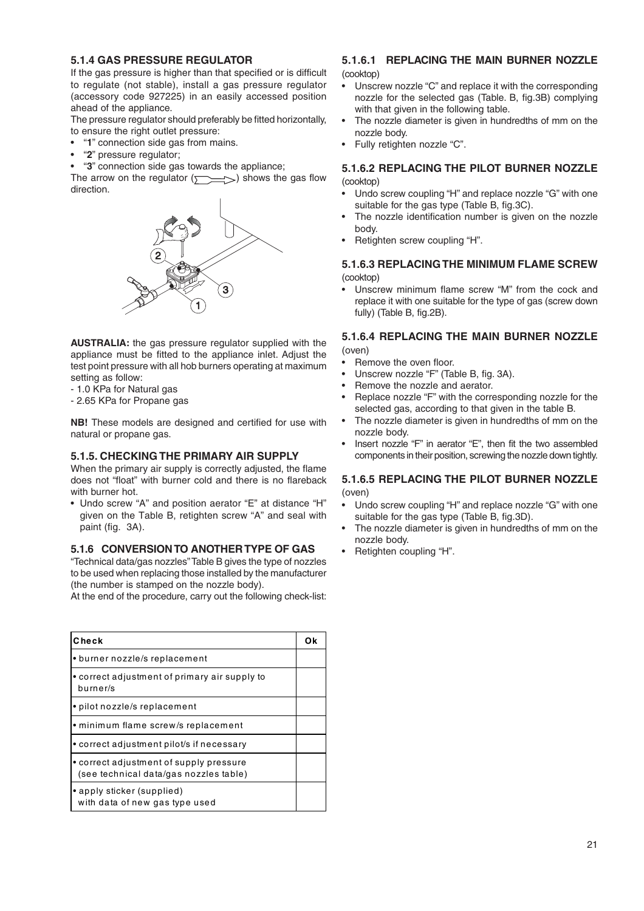### 5.1.4 GAS PRESSURE REGULATOR

If the gas pressure is higher than that specified or is difficult to regulate (not stable), install a gas pressure regulator (accessory code 927225) in an easily accessed position ahead of the appliance.

The pressure regulator should preferably be fitted horizontally, to ensure the right outlet pressure:

- "**1**" connection side gas from mains.
- "**2**" pressure regulator;
- "**3**" connection side gas towards the appliance;

The arrow on the regulator (⇒) shows the gas flow direction.

**AUSTRALIA:** the gas pressure regulator supplied with the appliance must be fitted to the appliance inlet. Adjust the test point pressure with all hob burners operating at maximum setting as follow:

- 1.0 KPa for Natural gas
- 2.65 KPa for Propane gas

**NB!** These models are designed and certified for use with natural or propane gas.

### 5.1.5. CHECKING THE PRIMARY AIR SUPPLY

When the primary air supply is correctly adjusted, the flame does not "float" with burner cold and there is no flareback with burner hot.

- Undo screw "A" and position aerator "E" at distance "H" given on the Table B, retighten screw "A" and seal with paint (fig. 3A).

### 5.1.6 CONVERSION TO ANOTHER TYPE OF GAS

"Technical data/gas nozzles" Table B gives the type of nozzles to be used when replacing those installed by the manufacturer (the number is stamped on the nozzle body).

At the end of the procedure, carry out the following check-list:

| Check | Ok |
|---|---|
| • burner nozzle/s replacement | |
| • correct adjustment of primary air supply to burner/s | |
| • pilot nozzle/s replacement | |
| • minimum flame screw/s replacement | |
| • correct adjustment pilot/s if necessary | |
| • correct adjustment of supply pressure (see technical data/gas nozzles table) | |
| • apply sticker (supplied) with data of new gas type used | |

#### 5.1.6.1 REPLACING THE MAIN BURNER NOZZLE

(cooktop)

- Unscrew nozzle "C" and replace it with the corresponding nozzle for the selected gas (Table. B, fig.3B) complying with that given in the following table.
- The nozzle diameter is given in hundredths of mm on the nozzle body.
- Fully retighten nozzle "C".

#### 5.1.6.2 REPLACING THE PILOT BURNER NOZZLE

(cooktop)

- Undo screw coupling "H" and replace nozzle "G" with one suitable for the gas type (Table B, fig.3C).
- The nozzle identification number is given on the nozzle body.
- Retighten screw coupling "H".

#### 5.1.6.3 REPLACING THE MINIMUM FLAME SCREW

(cooktop)

- Unscrew minimum flame screw "M" from the cock and replace it with one suitable for the type of gas (screw down fully) (Table B, fig.2B).

#### 5.1.6.4 REPLACING THE MAIN BURNER NOZZLE

(oven)

- Remove the oven floor.
- Unscrew nozzle "F" (Table B, fig. 3A).
- Remove the nozzle and aerator.
- Replace nozzle "F" with the corresponding nozzle for the selected gas, according to that given in the table B.
- The nozzle diameter is given in hundredths of mm on the nozzle body.
- Insert nozzle "F" in aerator "E", then fit the two assembled components in their position, screwing the nozzle down tightly.

#### 5.1.6.5 REPLACING THE PILOT BURNER NOZZLE

(oven)

- Undo screw coupling "H" and replace nozzle "G" with one suitable for the gas type (Table B, fig.3D).
- The nozzle diameter is given in hundredths of mm on the nozzle body.
- Retighten coupling "H".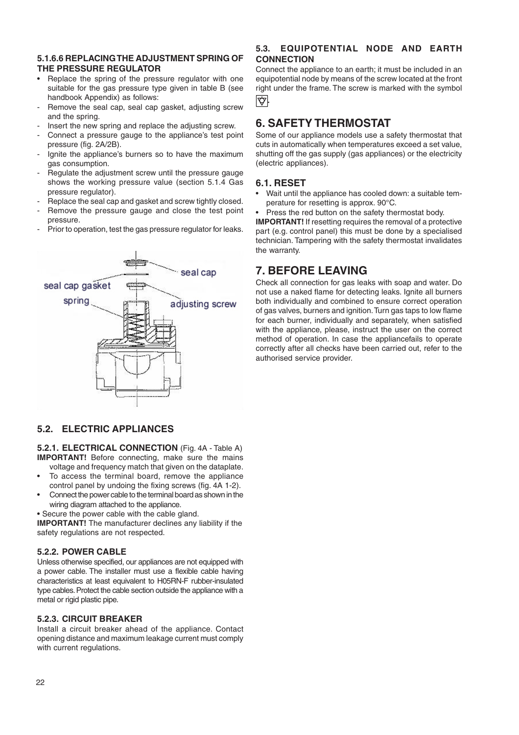#### 5.1.6.6 REPLACING THE ADJUSTMENT SPRING OF THE PRESSURE REGULATOR

- Replace the spring of the pressure regulator with one suitable for the gas pressure type given in table B (see handbook Appendix) as follows:
- Remove the seal cap, seal cap gasket, adjusting screw and the spring.
- Insert the new spring and replace the adjusting screw.
- Connect a pressure gauge to the appliance's test point pressure (fig. 2A/2B).
- Ignite the appliance's burners so to have the maximum gas consumption.
- Regulate the adjustment screw until the pressure gauge shows the working pressure value (section 5.1.4 Gas pressure regulator).
- Replace the seal cap and gasket and screw tightly closed.
- Remove the pressure gauge and close the test point pressure.
- Prior to operation, test the gas pressure regulator for leaks.

seal cap
seal cap gasket
spring
adjusting screw

### 5.2. ELECTRIC APPLIANCES

**5.2.1. ELECTRICAL CONNECTION** (Fig. 4A - Table A)
**IMPORTANT!** Before connecting, make sure the mains voltage and frequency match that given on the dataplate.

- To access the terminal board, remove the appliance control panel by undoing the fixing screws (fig. 4A 1-2).
- Connect the power cable to the terminal board as shown in the wiring diagram attached to the appliance.
- Secure the power cable with the cable gland.

**IMPORTANT!** The manufacturer declines any liability if the safety regulations are not respected.

#### 5.2.2. POWER CABLE

Unless otherwise specified, our appliances are not equipped with a power cable. The installer must use a flexible cable having characteristics at least equivalent to H05RN-F rubber-insulated type cables. Protect the cable section outside the appliance with a metal or rigid plastic pipe.

#### 5.2.3. CIRCUIT BREAKER

Install a circuit breaker ahead of the appliance. Contact opening distance and maximum leakage current must comply with current regulations.

### 5.3. EQUIPOTENTIAL NODE AND EARTH CONNECTION

Connect the appliance to an earth; it must be included in an equipotential node by means of the screw located at the front right under the frame. The screw is marked with the symbol ⊽.

## 6. SAFETY THERMOSTAT

Some of our appliance models use a safety thermostat that cuts in automatically when temperatures exceed a set value, shutting off the gas supply (gas appliances) or the electricity (electric appliances).

### 6.1. RESET

- Wait until the appliance has cooled down: a suitable temperature for resetting is approx. 90°C.
- Press the red button on the safety thermostat body.

**IMPORTANT!** If resetting requires the removal of a protective part (e.g. control panel) this must be done by a specialised technician. Tampering with the safety thermostat invalidates the warranty.

## 7. BEFORE LEAVING

Check all connection for gas leaks with soap and water. Do not use a naked flame for detecting leaks. Ignite all burners both individually and combined to ensure correct operation of gas valves, burners and ignition. Turn gas taps to low flame for each burner, individually and separately, when satisfied with the appliance, please, instruct the user on the correct method of operation. In case the appliancefails to operate correctly after all checks have been carried out, refer to the authorised service provider.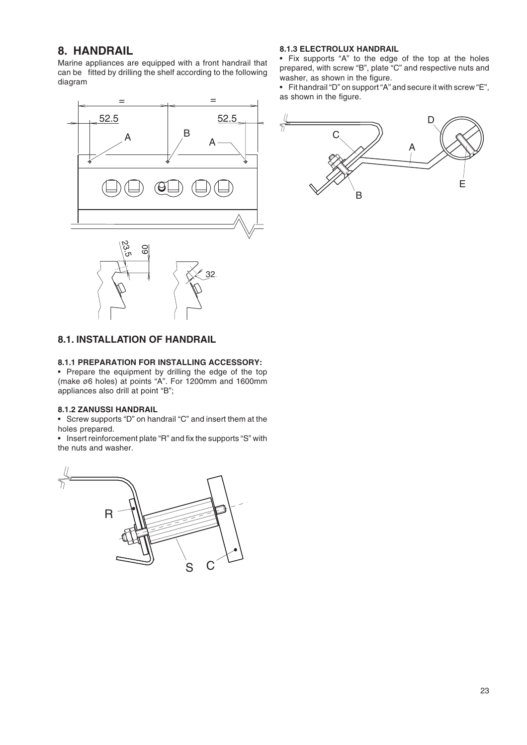# 8. HANDRAIL

Marine appliances are equipped with a front handrail that can be fitted by drilling the shelf according to the following diagram

## 8.1. INSTALLATION OF HANDRAIL

### 8.1.1 PREPARATION FOR INSTALLING ACCESSORY:

• Prepare the equipment by drilling the edge of the top (make ø6 holes) at points "A". For 1200mm and 1600mm appliances also drill at point "B";

### 8.1.2 ZANUSSI HANDRAIL

• Screw supports "D" on handrail "C" and insert them at the holes prepared.

• Insert reinforcement plate "R" and fix the supports "S" with the nuts and washer.

### 8.1.3 ELECTROLUX HANDRAIL

• Fix supports "A" to the edge of the top at the holes prepared, with screw "B", plate "C" and respective nuts and washer, as shown in the figure.

• Fit handrail "D" on support "A" and secure it with screw "E", as shown in the figure.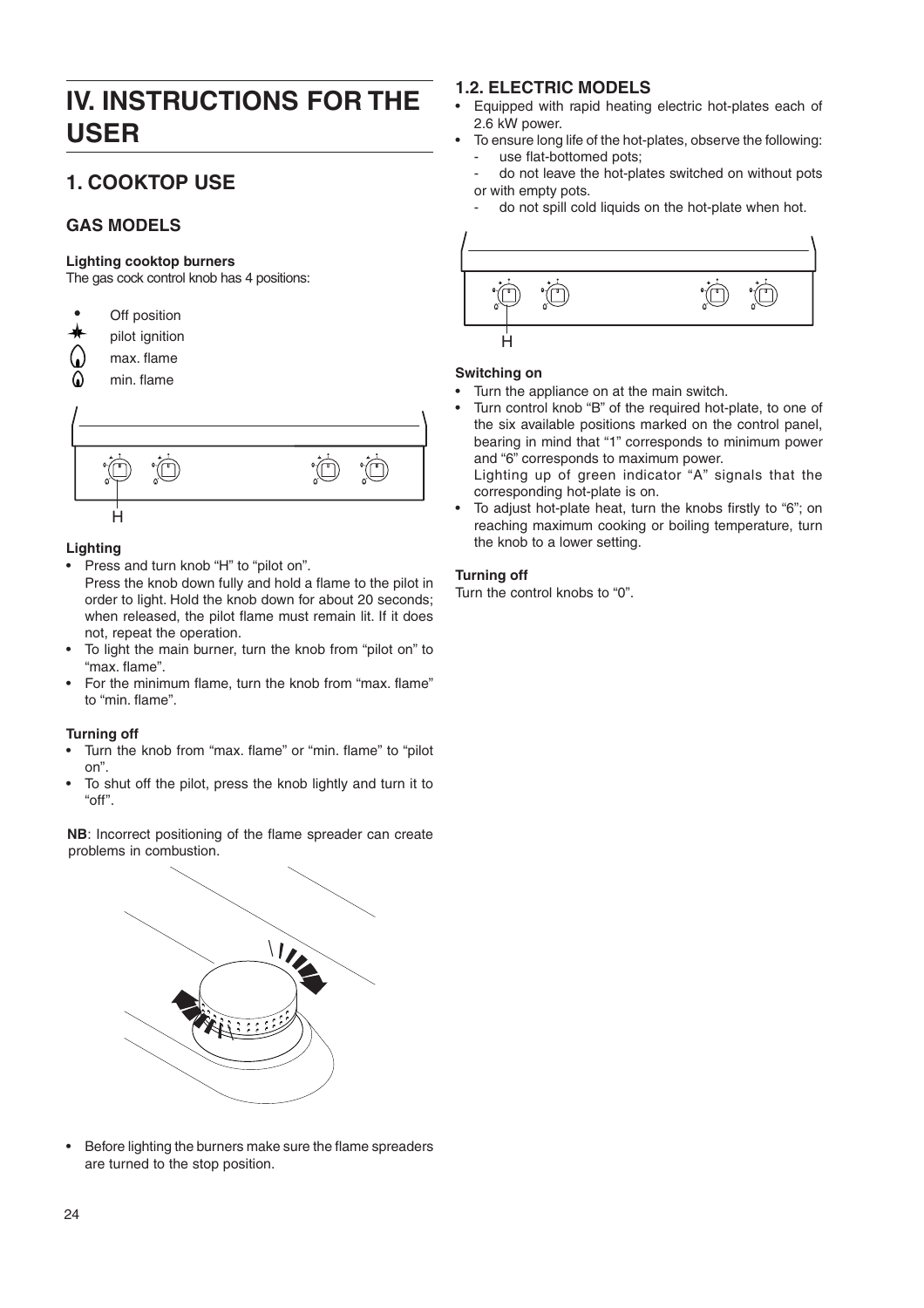# IV. INSTRUCTIONS FOR THE USER

## 1. COOKTOP USE

### GAS MODELS

**Lighting cooktop burners**

The gas cock control knob has 4 positions:

- Off position
- pilot ignition
- max. flame
- min. flame

H

**Lighting**

- Press and turn knob "H" to "pilot on".
  Press the knob down fully and hold a flame to the pilot in order to light. Hold the knob down for about 20 seconds; when released, the pilot flame must remain lit. If it does not, repeat the operation.
- To light the main burner, turn the knob from "pilot on" to "max. flame".
- For the minimum flame, turn the knob from "max. flame" to "min. flame".

**Turning off**

- Turn the knob from "max. flame" or "min. flame" to "pilot on".
- To shut off the pilot, press the knob lightly and turn it to "off".

**NB**: Incorrect positioning of the flame spreader can create problems in combustion.

- Before lighting the burners make sure the flame spreaders are turned to the stop position.

### 1.2. ELECTRIC MODELS

- Equipped with rapid heating electric hot-plates each of 2.6 kW power.
- To ensure long life of the hot-plates, observe the following:
  - use flat-bottomed pots;
  - do not leave the hot-plates switched on without pots or with empty pots.
  - do not spill cold liquids on the hot-plate when hot.

H

**Switching on**

- Turn the appliance on at the main switch.
- Turn control knob "B" of the required hot-plate, to one of the six available positions marked on the control panel, bearing in mind that "1" corresponds to minimum power and "6" corresponds to maximum power.
  Lighting up of green indicator "A" signals that the corresponding hot-plate is on.
- To adjust hot-plate heat, turn the knobs firstly to "6"; on reaching maximum cooking or boiling temperature, turn the knob to a lower setting.

**Turning off**

Turn the control knobs to "0".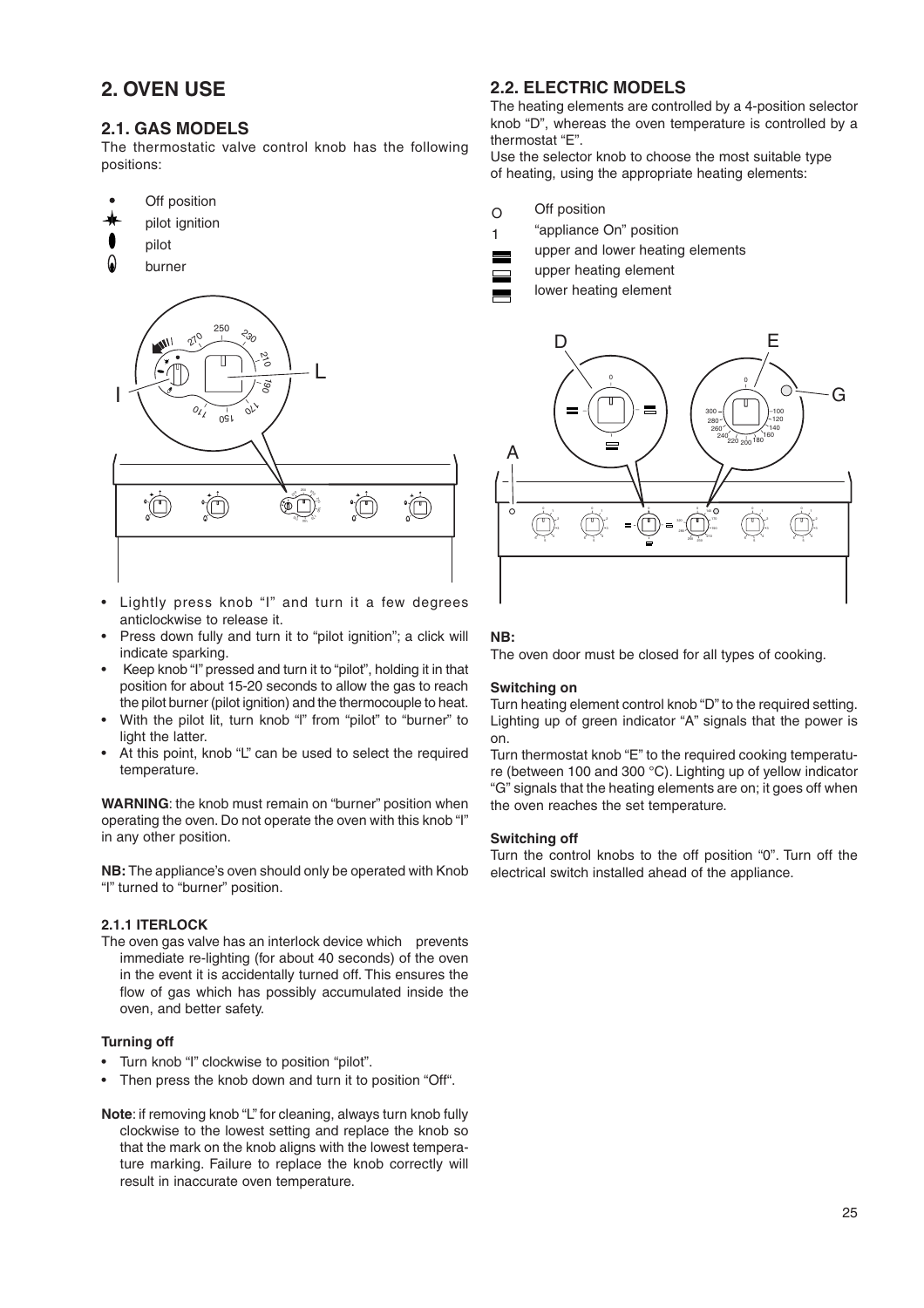# 2. OVEN USE

## 2.1. GAS MODELS

The thermostatic valve control knob has the following positions:

- Off position
- pilot ignition
- pilot
- burner

- Lightly press knob "I" and turn it a few degrees anticlockwise to release it.
- Press down fully and turn it to "pilot ignition"; a click will indicate sparking.
- Keep knob "I" pressed and turn it to "pilot", holding it in that position for about 15-20 seconds to allow the gas to reach the pilot burner (pilot ignition) and the thermocouple to heat.
- With the pilot lit, turn knob "I" from "pilot" to "burner" to light the latter.
- At this point, knob "L" can be used to select the required temperature.

**WARNING**: the knob must remain on "burner" position when operating the oven. Do not operate the oven with this knob "I" in any other position.

**NB:** The appliance's oven should only be operated with Knob "I" turned to "burner" position.

### 2.1.1 ITERLOCK

The oven gas valve has an interlock device which prevents immediate re-lighting (for about 40 seconds) of the oven in the event it is accidentally turned off. This ensures the flow of gas which has possibly accumulated inside the oven, and better safety.

#### Turning off

- Turn knob "I" clockwise to position "pilot".
- Then press the knob down and turn it to position "Off".

**Note**: if removing knob "L" for cleaning, always turn knob fully clockwise to the lowest setting and replace the knob so that the mark on the knob aligns with the lowest temperature marking. Failure to replace the knob correctly will result in inaccurate oven temperature.

## 2.2. ELECTRIC MODELS

The heating elements are controlled by a 4-position selector knob "D", whereas the oven temperature is controlled by a thermostat "E".

Use the selector knob to choose the most suitable type of heating, using the appropriate heating elements:

- O Off position
- 1 "appliance On" position
- upper and lower heating elements
- upper heating element
- lower heating element

**NB:**

The oven door must be closed for all types of cooking.

#### Switching on

Turn heating element control knob "D" to the required setting. Lighting up of green indicator "A" signals that the power is on.

Turn thermostat knob "E" to the required cooking temperature (between 100 and 300 °C). Lighting up of yellow indicator "G" signals that the heating elements are on; it goes off when the oven reaches the set temperature.

#### Switching off

Turn the control knobs to the off position "0". Turn off the electrical switch installed ahead of the appliance.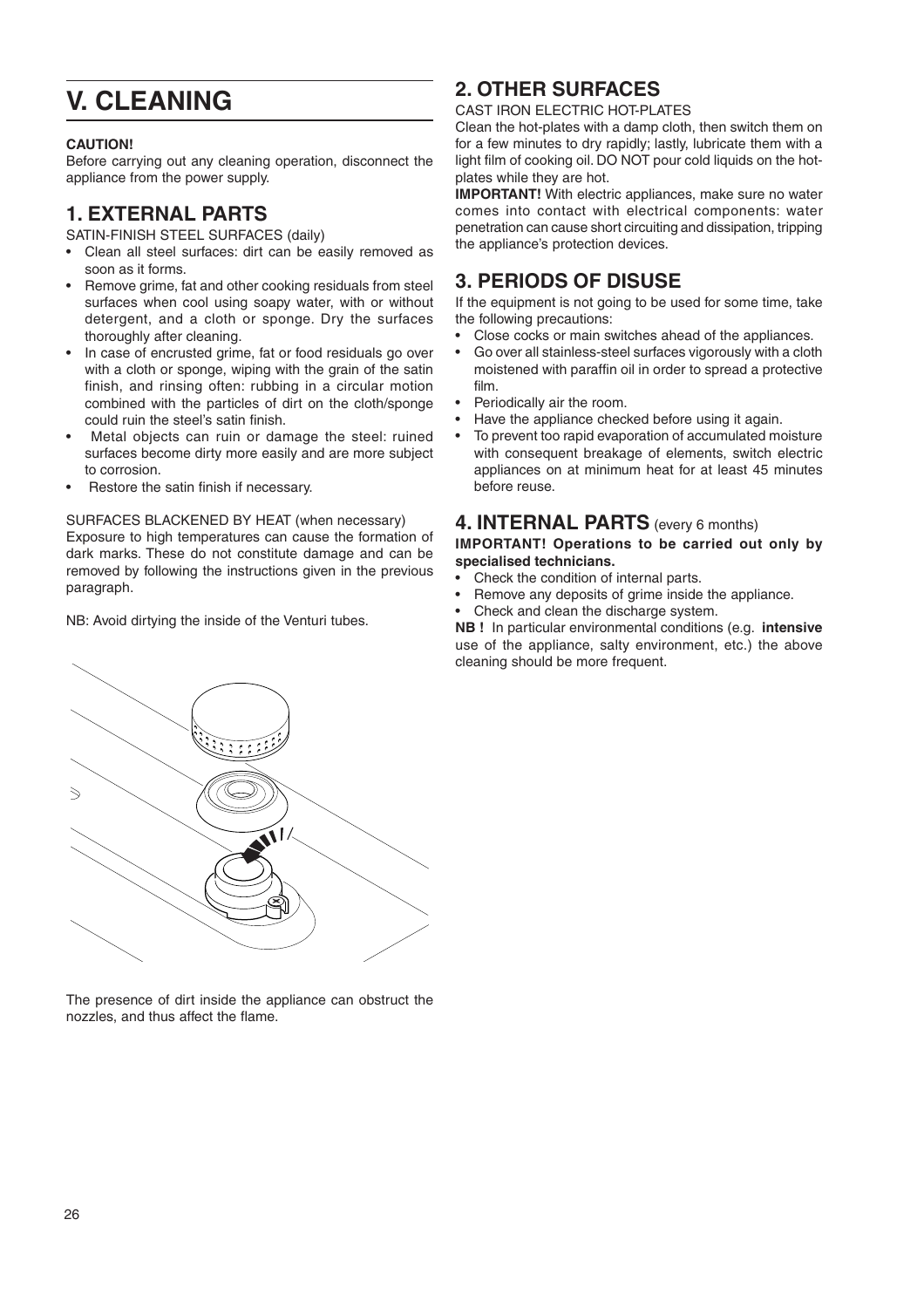# V. CLEANING

**CAUTION!**

Before carrying out any cleaning operation, disconnect the appliance from the power supply.

## 1. EXTERNAL PARTS

SATIN-FINISH STEEL SURFACES (daily)

- Clean all steel surfaces: dirt can be easily removed as soon as it forms.
- Remove grime, fat and other cooking residuals from steel surfaces when cool using soapy water, with or without detergent, and a cloth or sponge. Dry the surfaces thoroughly after cleaning.
- In case of encrusted grime, fat or food residuals go over with a cloth or sponge, wiping with the grain of the satin finish, and rinsing often: rubbing in a circular motion combined with the particles of dirt on the cloth/sponge could ruin the steel's satin finish.
- Metal objects can ruin or damage the steel: ruined surfaces become dirty more easily and are more subject to corrosion.
- Restore the satin finish if necessary.

SURFACES BLACKENED BY HEAT (when necessary)

Exposure to high temperatures can cause the formation of dark marks. These do not constitute damage and can be removed by following the instructions given in the previous paragraph.

NB: Avoid dirtying the inside of the Venturi tubes.

The presence of dirt inside the appliance can obstruct the nozzles, and thus affect the flame.

## 2. OTHER SURFACES

CAST IRON ELECTRIC HOT-PLATES

Clean the hot-plates with a damp cloth, then switch them on for a few minutes to dry rapidly; lastly, lubricate them with a light film of cooking oil. DO NOT pour cold liquids on the hot-plates while they are hot.

**IMPORTANT!** With electric appliances, make sure no water comes into contact with electrical components: water penetration can cause short circuiting and dissipation, tripping the appliance's protection devices.

## 3. PERIODS OF DISUSE

If the equipment is not going to be used for some time, take the following precautions:

- Close cocks or main switches ahead of the appliances.
- Go over all stainless-steel surfaces vigorously with a cloth moistened with paraffin oil in order to spread a protective film.
- Periodically air the room.
- Have the appliance checked before using it again.
- To prevent too rapid evaporation of accumulated moisture with consequent breakage of elements, switch electric appliances on at minimum heat for at least 45 minutes before reuse.

## 4. INTERNAL PARTS (every 6 months)

**IMPORTANT! Operations to be carried out only by specialised technicians.**

- Check the condition of internal parts.
- Remove any deposits of grime inside the appliance.
- Check and clean the discharge system.

**NB !** In particular environmental conditions (e.g. **intensive** use of the appliance, salty environment, etc.) the above cleaning should be more frequent.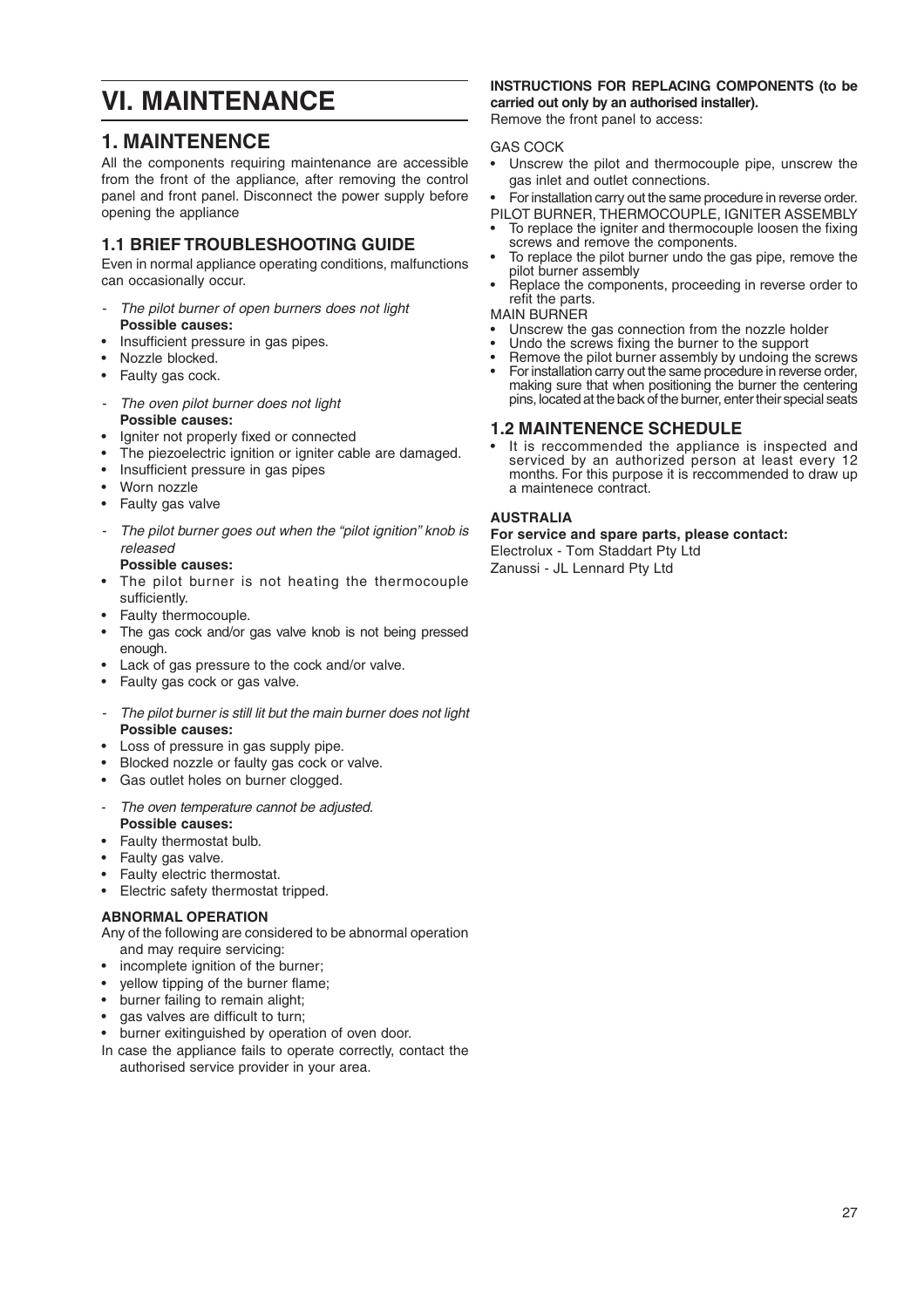# VI. MAINTENANCE

## 1. MAINTENENCE

All the components requiring maintenance are accessible from the front of the appliance, after removing the control panel and front panel. Disconnect the power supply before opening the appliance

### 1.1 BRIEF TROUBLESHOOTING GUIDE

Even in normal appliance operating conditions, malfunctions can occasionally occur.

- *The pilot burner of open burners does not light*
  **Possible causes:**
- Insufficient pressure in gas pipes.
- Nozzle blocked.
- Faulty gas cock.

- *The oven pilot burner does not light*
  **Possible causes:**
- Igniter not properly fixed or connected
- The piezoelectric ignition or igniter cable are damaged.
- Insufficient pressure in gas pipes
- Worn nozzle
- Faulty gas valve

- *The pilot burner goes out when the "pilot ignition" knob is released*
  **Possible causes:**
- The pilot burner is not heating the thermocouple sufficiently.
- Faulty thermocouple.
- The gas cock and/or gas valve knob is not being pressed enough.
- Lack of gas pressure to the cock and/or valve.
- Faulty gas cock or gas valve.

- *The pilot burner is still lit but the main burner does not light*
  **Possible causes:**
- Loss of pressure in gas supply pipe.
- Blocked nozzle or faulty gas cock or valve.
- Gas outlet holes on burner clogged.

- *The oven temperature cannot be adjusted.*
  **Possible causes:**
- Faulty thermostat bulb.
- Faulty gas valve.
- Faulty electric thermostat.
- Electric safety thermostat tripped.

**ABNORMAL OPERATION**

Any of the following are considered to be abnormal operation and may require servicing:

- incomplete ignition of the burner;
- yellow tipping of the burner flame;
- burner failing to remain alight;
- gas valves are difficult to turn;
- burner exitinguished by operation of oven door.

In case the appliance fails to operate correctly, contact the authorised service provider in your area.

**INSTRUCTIONS FOR REPLACING COMPONENTS (to be carried out only by an authorised installer).**

Remove the front panel to access:

GAS COCK

- Unscrew the pilot and thermocouple pipe, unscrew the gas inlet and outlet connections.
- For installation carry out the same procedure in reverse order.

PILOT BURNER, THERMOCOUPLE, IGNITER ASSEMBLY

- To replace the igniter and thermocouple loosen the fixing screws and remove the components.
- To replace the pilot burner undo the gas pipe, remove the pilot burner assembly
- Replace the components, proceeding in reverse order to refit the parts.

MAIN BURNER

- Unscrew the gas connection from the nozzle holder
- Undo the screws fixing the burner to the support
- Remove the pilot burner assembly by undoing the screws
- For installation carry out the same procedure in reverse order, making sure that when positioning the burner the centering pins, located at the back of the burner, enter their special seats

### 1.2 MAINTENENCE SCHEDULE

- It is reccommended the appliance is inspected and serviced by an authorized person at least every 12 months. For this purpose it is reccommended to draw up a maintenece contract.

**AUSTRALIA**

**For service and spare parts, please contact:**

Electrolux - Tom Staddart Pty Ltd

Zanussi - JL Lennard Pty Ltd